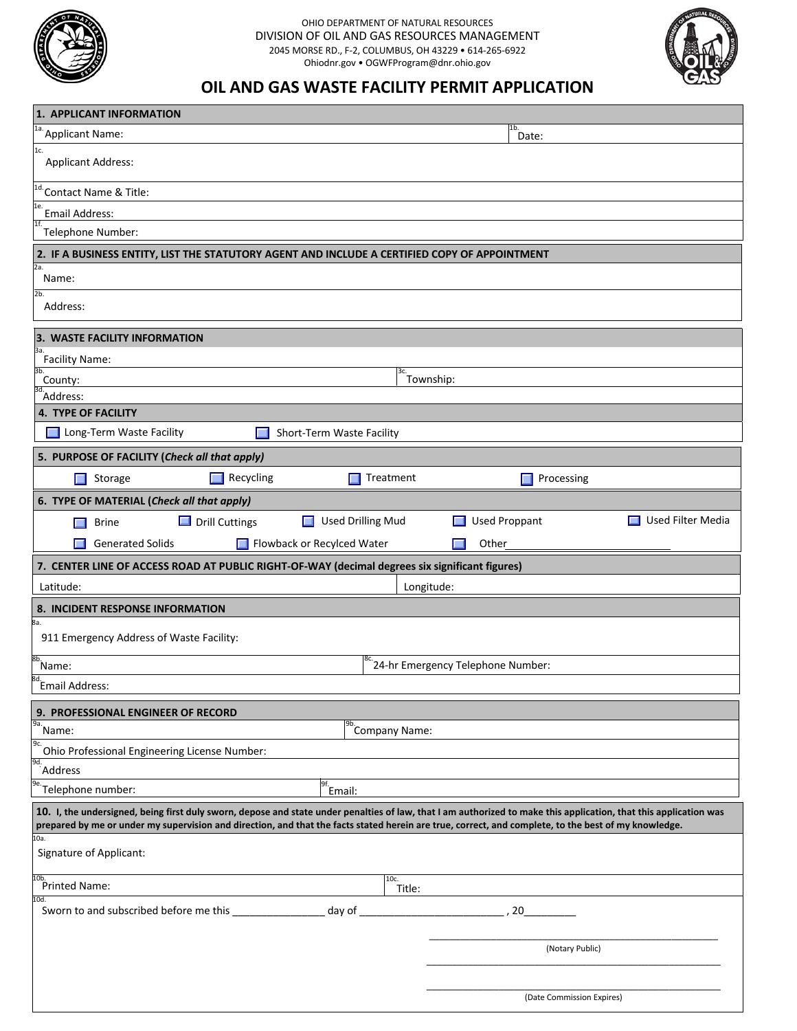OHIO DEPARTMENT OF NATURAL RESOURCES
DIVISION OF OIL AND GAS RESOURCES MANAGEMENT
2045 MORSE RD., F-2, COLUMBUS, OH 43229 • 614-265-6922
Ohiodnr.gov • OGWFProgram@dnr.ohio.gov

# OIL AND GAS WASTE FACILITY PERMIT APPLICATION

## 1. APPLICANT INFORMATION

1a. Applicant Name:

1b. Date:

1c. Applicant Address:

1d. Contact Name & Title:

1e. Email Address:

1f. Telephone Number:

## 2. IF A BUSINESS ENTITY, LIST THE STATUTORY AGENT AND INCLUDE A CERTIFIED COPY OF APPOINTMENT

2a. Name:

2b. Address:

## 3. WASTE FACILITY INFORMATION

3a. Facility Name:

3b. County:

3c. Township:

3d. Address:

## 4. TYPE OF FACILITY

☐ Long-Term Waste Facility ☐ Short-Term Waste Facility

## 5. PURPOSE OF FACILITY (*Check all that apply*)

☐ Storage ☐ Recycling ☐ Treatment ☐ Processing

## 6. TYPE OF MATERIAL (*Check all that apply*)

☐ Brine ☐ Drill Cuttings ☐ Used Drilling Mud ☐ Used Proppant ☐ Used Filter Media

☐ Generated Solids ☐ Flowback or Recylced Water ☐ Other____________________________

## 7. CENTER LINE OF ACCESS ROAD AT PUBLIC RIGHT-OF-WAY (decimal degrees six significant figures)

Latitude:

Longitude:

## 8. INCIDENT RESPONSE INFORMATION

8a. 911 Emergency Address of Waste Facility:

8b. Name:

8c. 24-hr Emergency Telephone Number:

8d. Email Address:

## 9. PROFESSIONAL ENGINEER OF RECORD

9a. Name:

9b. Company Name:

9c. Ohio Professional Engineering License Number:

9d. Address

9e. Telephone number:

9f. Email:

## 10. I, the undersigned, being first duly sworn, depose and state under penalties of law, that I am authorized to make this application, that this application was prepared by me or under my supervision and direction, and that the facts stated herein are true, correct, and complete, to the best of my knowledge.

10a. Signature of Applicant:

10b. Printed Name:

10c. Title:

10d. Sworn to and subscribed before me this ________________ day of __________________________ , 20_________

_____________________________________________________
(Notary Public)

_____________________________________________________

_____________________________________________________
(Date Commission Expires)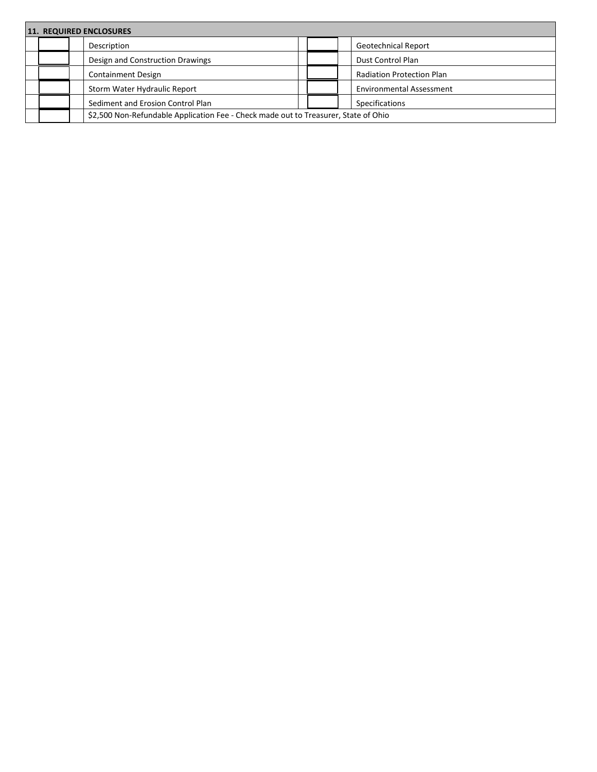## 11. REQUIRED ENCLOSURES

| | | | |
|---|---|---|---|
| ☐ | Description | ☐ | Geotechnical Report |
| ☐ | Design and Construction Drawings | ☐ | Dust Control Plan |
| ☐ | Containment Design | ☐ | Radiation Protection Plan |
| ☐ | Storm Water Hydraulic Report | ☐ | Environmental Assessment |
| ☐ | Sediment and Erosion Control Plan | ☐ | Specifications |
| ☐ | $2,500 Non-Refundable Application Fee - Check made out to Treasurer, State of Ohio | | |